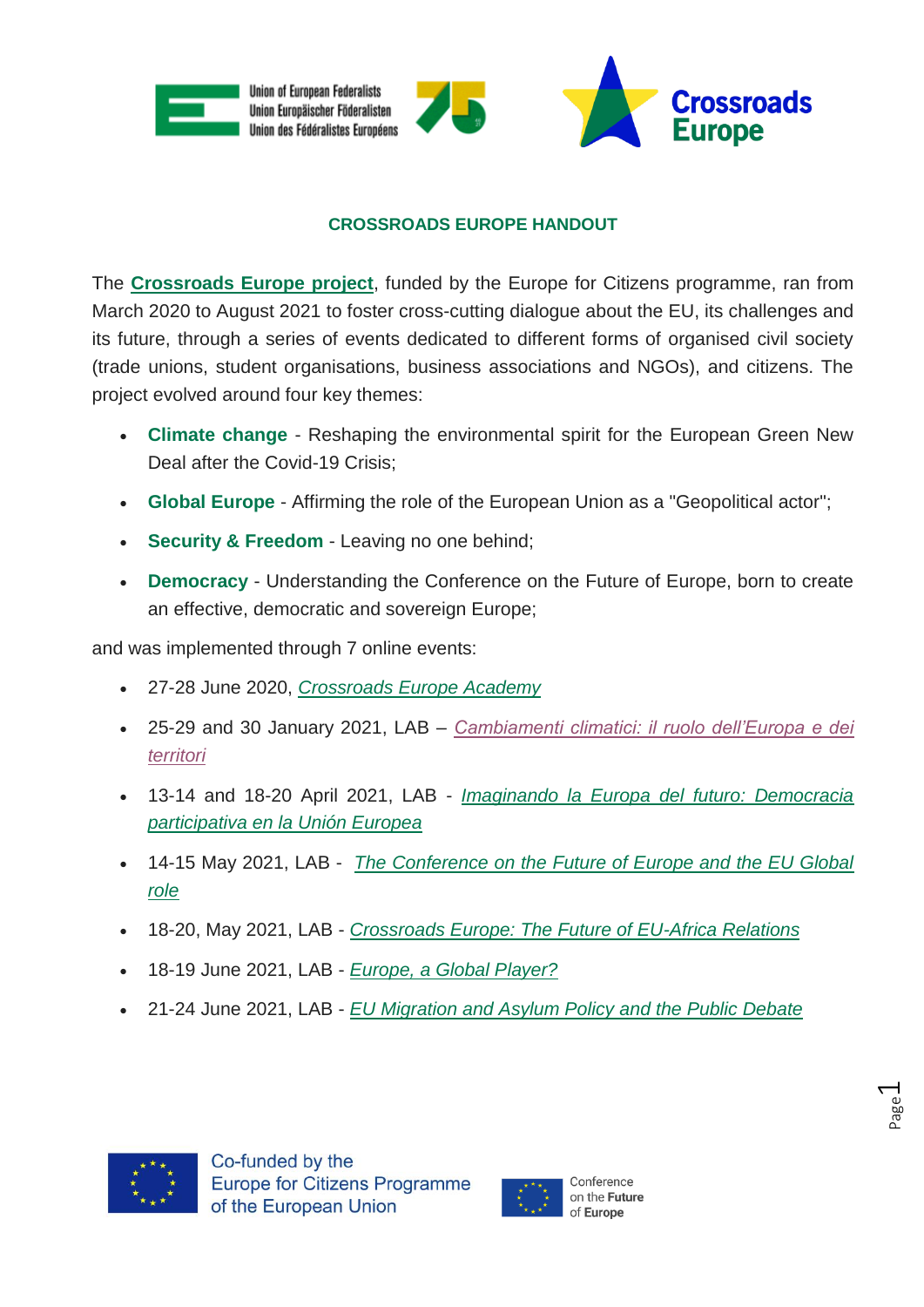## CROSSROADS EUROPE HANDOUT

The **Crossroads Europe project**, funded by the Europe for Citizens programme, ran from March 2020 to August 2021 to foster cross-cutting dialogue about the EU, its challenges and its future, through a series of events dedicated to different forms of organised civil society (trade unions, student organisations, business associations and NGOs), and citizens. The project evolved around four key themes:

- **Climate change** - Reshaping the environmental spirit for the European Green New Deal after the Covid-19 Crisis;
- **Global Europe** - Affirming the role of the European Union as a "Geopolitical actor";
- **Security & Freedom** - Leaving no one behind;
- **Democracy** - Understanding the Conference on the Future of Europe, born to create an effective, democratic and sovereign Europe;

and was implemented through 7 online events:

- 27-28 June 2020, *Crossroads Europe Academy*
- 25-29 and 30 January 2021, LAB – *Cambiamenti climatici: il ruolo dell'Europa e dei territori*
- 13-14 and 18-20 April 2021, LAB - *Imaginando la Europa del futuro: Democracia participativa en la Unión Europea*
- 14-15 May 2021, LAB - *The Conference on the Future of Europe and the EU Global role*
- 18-20, May 2021, LAB - *Crossroads Europe: The Future of EU-Africa Relations*
- 18-19 June 2021, LAB - *Europe, a Global Player?*
- 21-24 June 2021, LAB - *EU Migration and Asylum Policy and the Public Debate*

Co-funded by the Europe for Citizens Programme of the European Union

Conference on the Future of Europe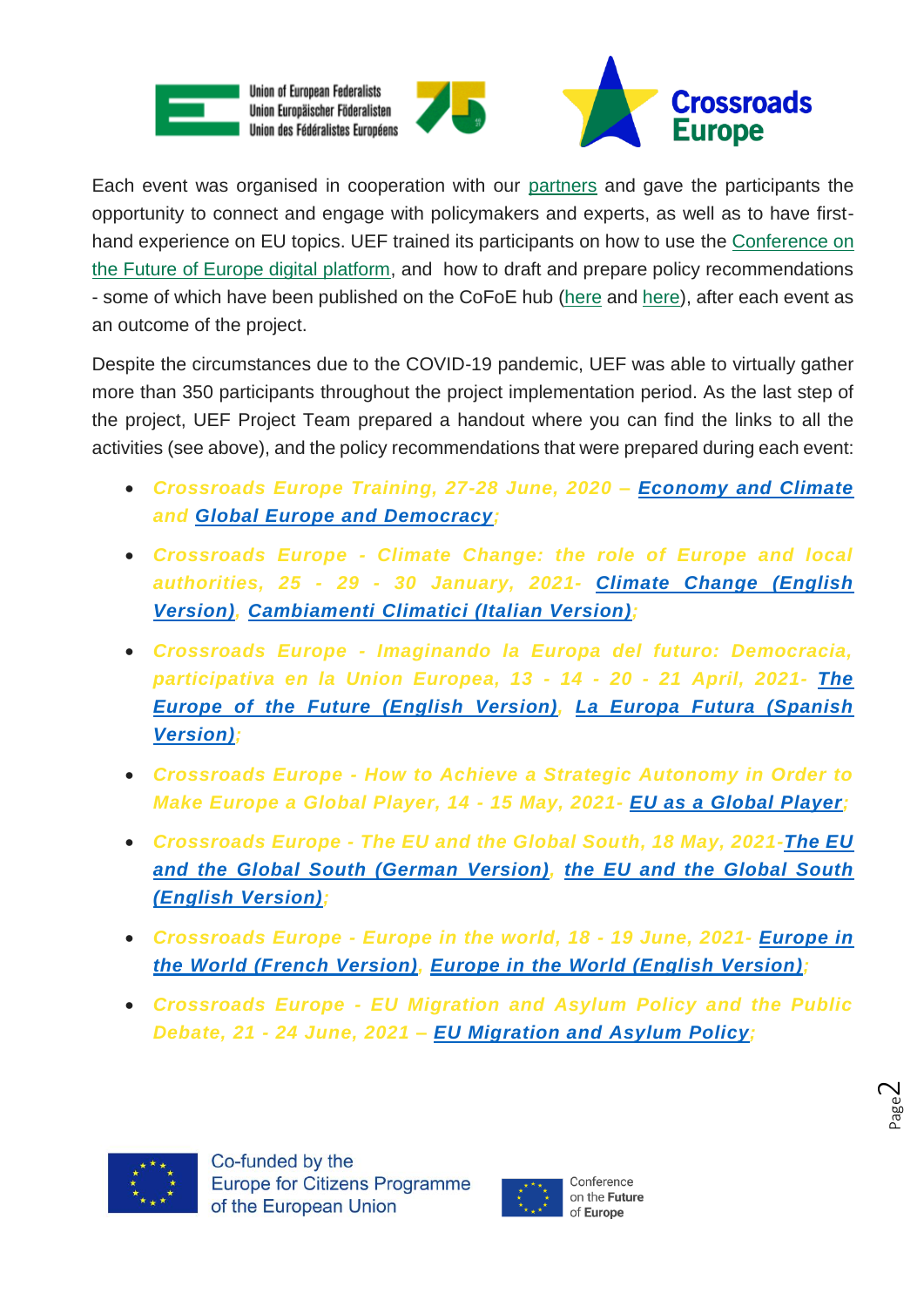Each event was organised in cooperation with our partners and gave the participants the opportunity to connect and engage with policymakers and experts, as well as to have first-hand experience on EU topics. UEF trained its participants on how to use the Conference on the Future of Europe digital platform, and how to draft and prepare policy recommendations - some of which have been published on the CoFoE hub (here and here), after each event as an outcome of the project.

Despite the circumstances due to the COVID-19 pandemic, UEF was able to virtually gather more than 350 participants throughout the project implementation period. As the last step of the project, UEF Project Team prepared a handout where you can find the links to all the activities (see above), and the policy recommendations that were prepared during each event:

- *Crossroads Europe Training, 27-28 June, 2020 – **Economy and Climate** and **Global Europe and Democracy**;*
- *Crossroads Europe - Climate Change: the role of Europe and local authorities, 25 - 29 - 30 January, 2021- **Climate Change (English Version)**, **Cambiamenti Climatici (Italian Version)**;*
- *Crossroads Europe - Imaginando la Europa del futuro: Democracia, participativa en la Union Europea, 13 - 14 - 20 - 21 April, 2021- **The Europe of the Future (English Version)**, **La Europa Futura (Spanish Version)**;*
- *Crossroads Europe - How to Achieve a Strategic Autonomy in Order to Make Europe a Global Player, 14 - 15 May, 2021- **EU as a Global Player**;*
- *Crossroads Europe - The EU and the Global South, 18 May, 2021-**The EU and the Global South (German Version)**, **the EU and the Global South (English Version)**;*
- *Crossroads Europe - Europe in the world, 18 - 19 June, 2021- **Europe in the World (French Version)**, **Europe in the World (English Version)**;*
- *Crossroads Europe - EU Migration and Asylum Policy and the Public Debate, 21 - 24 June, 2021 – **EU Migration and Asylum Policy**;*

Co-funded by the Europe for Citizens Programme of the European Union

Conference on the Future of Europe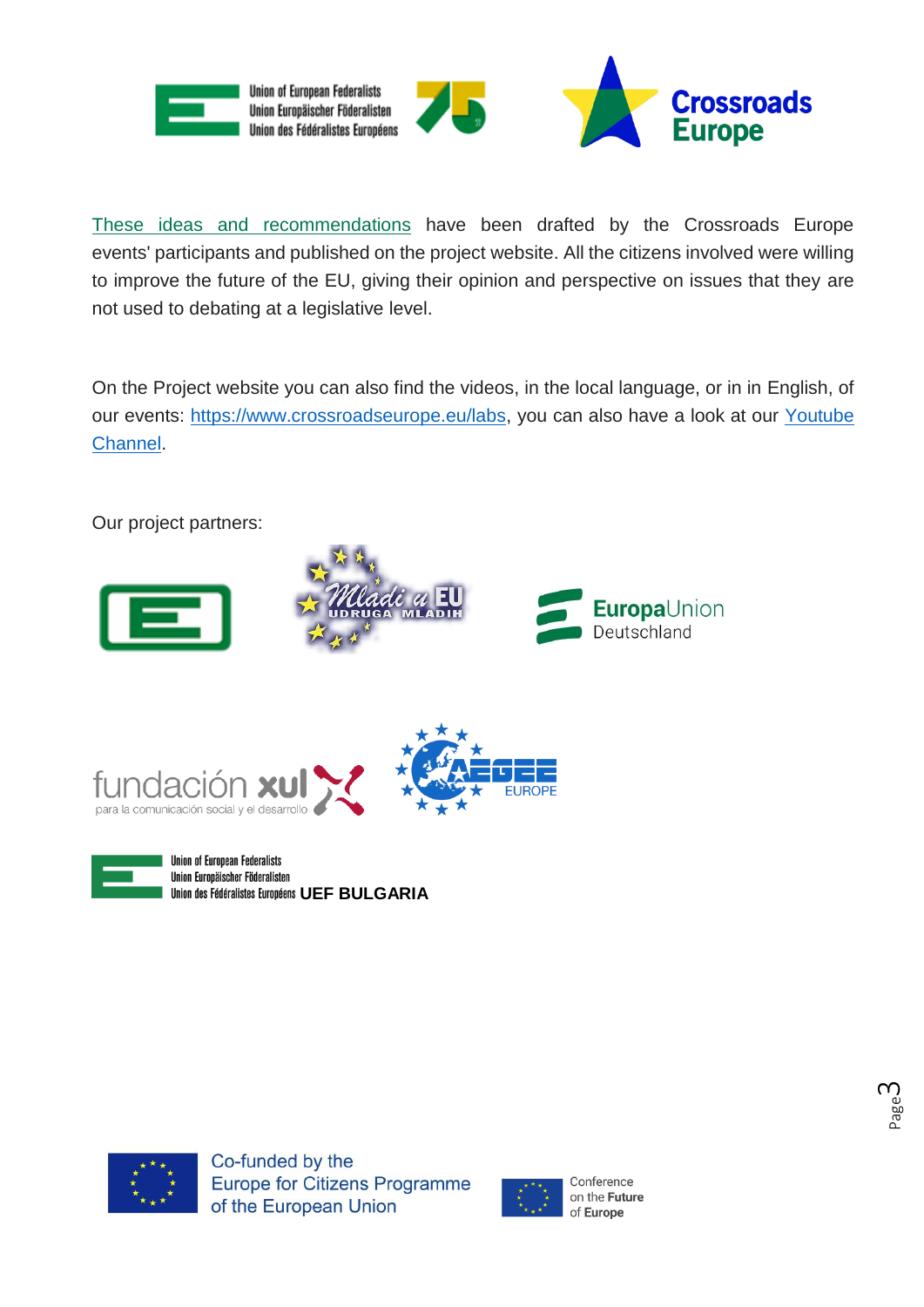These ideas and recommendations have been drafted by the Crossroads Europe events' participants and published on the project website. All the citizens involved were willing to improve the future of the EU, giving their opinion and perspective on issues that they are not used to debating at a legislative level.

On the Project website you can also find the videos, in the local language, or in in English, of our events: https://www.crossroadseurope.eu/labs, you can also have a look at our Youtube Channel.

Our project partners:

Union of European Federalists
Union Europäischer Föderalisten
Union des Fédéralistes Européens **UEF BULGARIA**

Co-funded by the Europe for Citizens Programme of the European Union

Conference on the **Future** of **Europe**